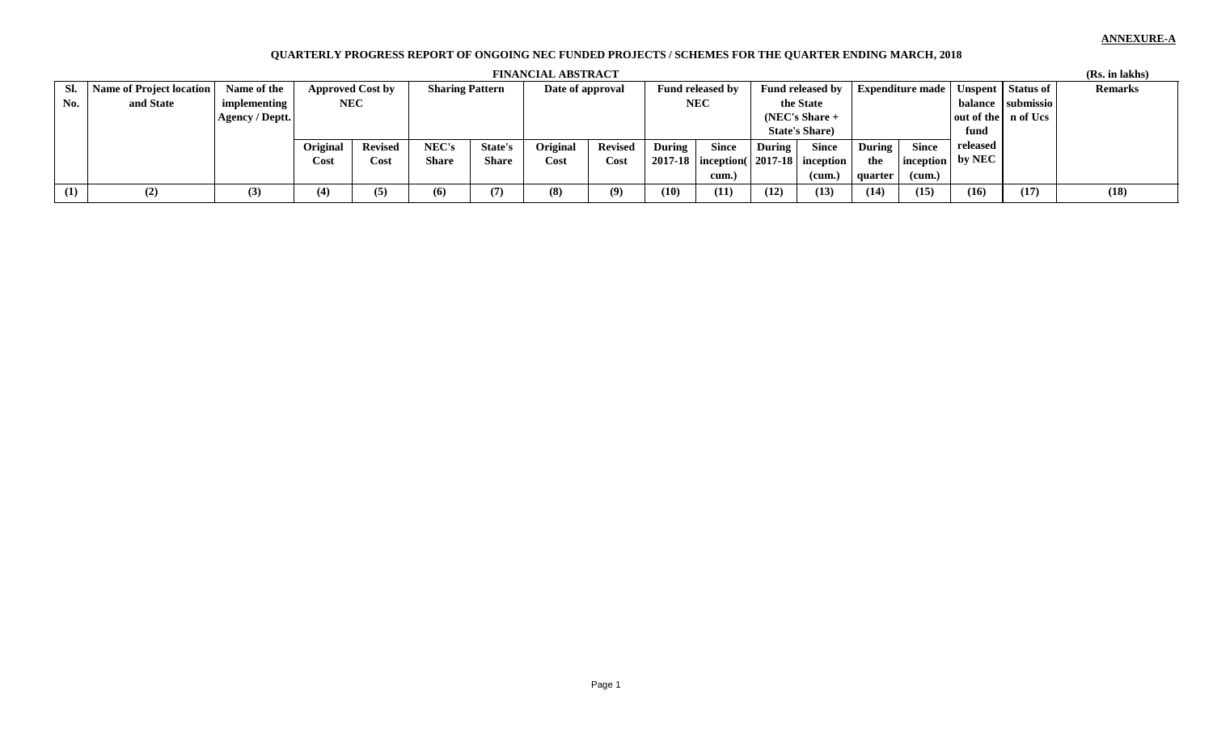**ANNEXURE-A**

## QUARTERLY PROGRESS REPORT OF ONGOING NEC FUNDED PROJECTS / SCHEMES FOR THE QUARTER ENDING MARCH, 2018

### FINANCIAL ABSTRACT

(Rs. in lakhs)

| Sl. No. | Name of Project location and State | Name of the implementing Agency / Deptt. | Approved Cost by NEC | | Sharing Pattern | | Date of approval | | Fund released by NEC | | Fund released by the State (NEC's Share + State's Share) | | Expenditure made | | Unspent balance out of the fund released by NEC | Status of submission of Ucs | Remarks |
|---|---|---|---|---|---|---|---|---|---|---|---|---|---|---|---|---|---|
| | | | Original Cost | Revised Cost | NEC's Share | State's Share | Original Cost | Revised Cost | During 2017-18 | Since inception(cum.) | During 2017-18 | Since inception (cum.) | During the quarter | Since inception (cum.) | | | |
| (1) | (2) | (3) | (4) | (5) | (6) | (7) | (8) | (9) | (10) | (11) | (12) | (13) | (14) | (15) | (16) | (17) | (18) |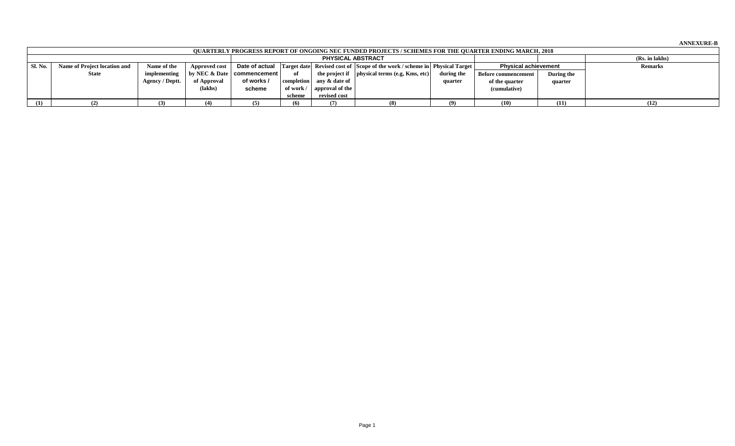**ANNEXURE-B**

| QUARTERLY PROGRESS REPORT OF ONGOING NEC FUNDED PROJECTS / SCHEMES FOR THE QUARTER ENDING MARCH, 2018 | | | | | | | | | | | |
|---|---|---|---|---|---|---|---|---|---|---|---|
| | | | | PHYSICAL ABSTRACT | | | | | | | (Rs. in lakhs) |
| Sl. No. | Name of Project location and State | Name of the implementing Agency / Deptt. | Approved cost by NEC & Date of Approval (lakhs) | Date of actual commencement of works / scheme | Target date of completion of work / scheme | Revised cost of the project if any & date of approval of the revised cost | Scope of the work / scheme in physical terms (e.g, Kms, etc) | Physical Target during the quarter | Physical achievement | | Remarks |
| | | | | | | | | | Before commencement of the quarter (cumulative) | During the quarter | |
| (1) | (2) | (3) | (4) | (5) | (6) | (7) | (8) | (9) | (10) | (11) | (12) |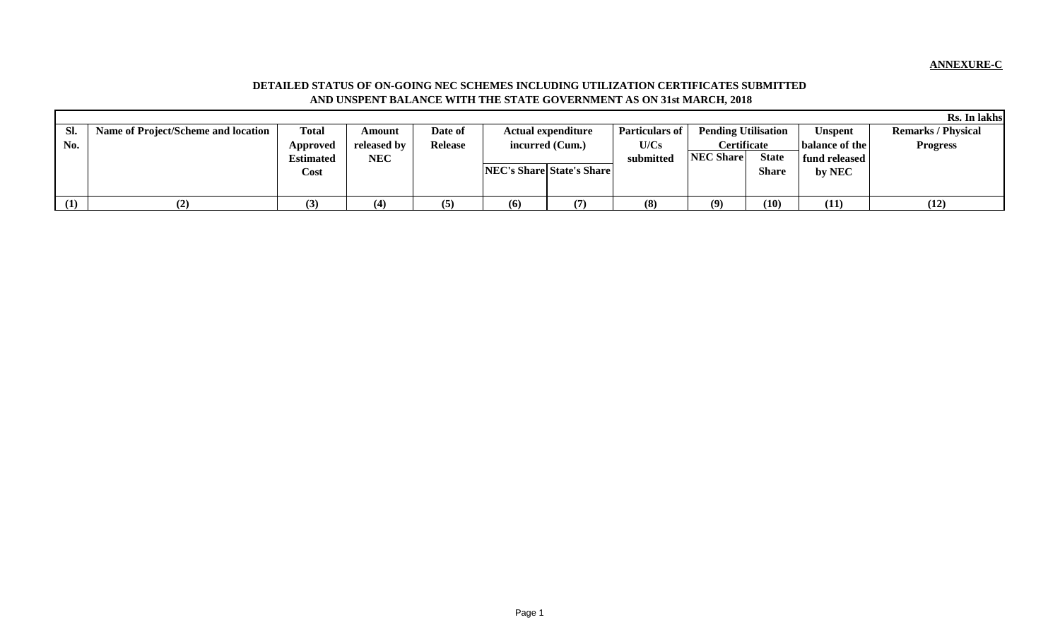**ANNEXURE-C**

**DETAILED STATUS OF ON-GOING NEC SCHEMES INCLUDING UTILIZATION CERTIFICATES SUBMITTED AND UNSPENT BALANCE WITH THE STATE GOVERNMENT AS ON 31st MARCH, 2018**

**Rs. In lakhs**

| Sl. No. | Name of Project/Scheme and location | Total Approved Estimated Cost | Amount released by NEC | Date of Release | Actual expenditure incurred (Cum.) | | Particulars of U/Cs submitted | Pending Utilisation Certificate | | Unspent balance of the fund released by NEC | Remarks / Physical Progress |
|---|---|---|---|---|---|---|---|---|---|---|---|
| | | | | | NEC's Share | State's Share | | NEC Share | State Share | | |
| (1) | (2) | (3) | (4) | (5) | (6) | (7) | (8) | (9) | (10) | (11) | (12) |